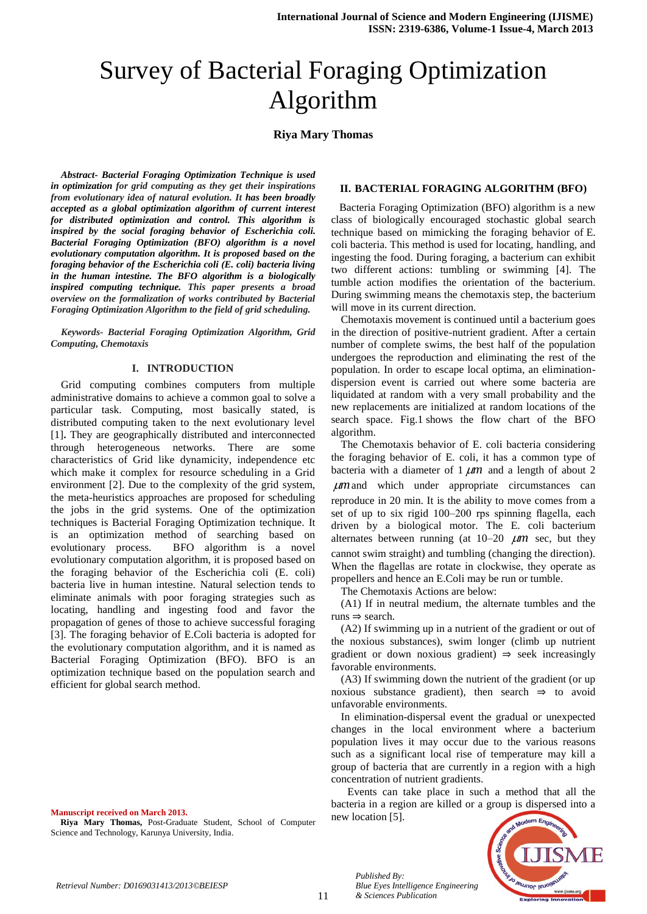# Survey of Bacterial Foraging Optimization Algorithm

**Riya Mary Thomas**

***Abstract- Bacterial Foraging Optimization Technique is used in optimization for grid computing as they get their inspirations from evolutionary idea of natural evolution. It has been broadly accepted as a global optimization algorithm of current interest for distributed optimization and control. This algorithm is inspired by the social foraging behavior of Escherichia coli. Bacterial Foraging Optimization (BFO) algorithm is a novel evolutionary computation algorithm. It is proposed based on the foraging behavior of the Escherichia coli (E. coli) bacteria living in the human intestine. The BFO algorithm is a biologically inspired computing technique. This paper presents a broad overview on the formalization of works contributed by Bacterial Foraging Optimization Algorithm to the field of grid scheduling.***

***Keywords- Bacterial Foraging Optimization Algorithm, Grid Computing, Chemotaxis***

## I. INTRODUCTION

Grid computing combines computers from multiple administrative domains to achieve a common goal to solve a particular task. Computing, most basically stated, is distributed computing taken to the next evolutionary level [1]. They are geographically distributed and interconnected through heterogeneous networks. There are some characteristics of Grid like dynamicity, independence etc which make it complex for resource scheduling in a Grid environment [2]. Due to the complexity of the grid system, the meta-heuristics approaches are proposed for scheduling the jobs in the grid systems. One of the optimization techniques is Bacterial Foraging Optimization technique. It is an optimization method of searching based on evolutionary process. BFO algorithm is a novel evolutionary computation algorithm, it is proposed based on the foraging behavior of the Escherichia coli (E. coli) bacteria live in human intestine. Natural selection tends to eliminate animals with poor foraging strategies such as locating, handling and ingesting food and favor the propagation of genes of those to achieve successful foraging [3]. The foraging behavior of E.Coli bacteria is adopted for the evolutionary computation algorithm, and it is named as Bacterial Foraging Optimization (BFO). BFO is an optimization technique based on the population search and efficient for global search method.

**Manuscript received on March 2013.**

**Riya Mary Thomas,** Post-Graduate Student, School of Computer Science and Technology, Karunya University, India.

## II. BACTERIAL FORAGING ALGORITHM (BFO)

Bacteria Foraging Optimization (BFO) algorithm is a new class of biologically encouraged stochastic global search technique based on mimicking the foraging behavior of E. coli bacteria. This method is used for locating, handling, and ingesting the food. During foraging, a bacterium can exhibit two different actions: tumbling or swimming [4]. The tumble action modifies the orientation of the bacterium. During swimming means the chemotaxis step, the bacterium will move in its current direction.

Chemotaxis movement is continued until a bacterium goes in the direction of positive-nutrient gradient. After a certain number of complete swims, the best half of the population undergoes the reproduction and eliminating the rest of the population. In order to escape local optima, an elimination-dispersion event is carried out where some bacteria are liquidated at random with a very small probability and the new replacements are initialized at random locations of the search space. Fig.1 shows the flow chart of the BFO algorithm.

The Chemotaxis behavior of E. coli bacteria considering the foraging behavior of E. coli, it has a common type of bacteria with a diameter of 1 $\mu m$ and a length of about 2 $\mu m$ and which under appropriate circumstances can reproduce in 20 min. It is the ability to move comes from a set of up to six rigid 100–200 rps spinning flagella, each driven by a biological motor. The E. coli bacterium alternates between running (at 10–20 $\mu m$ sec, but they cannot swim straight) and tumbling (changing the direction). When the flagellas are rotate in clockwise, they operate as propellers and hence an E.Coli may be run or tumble.

The Chemotaxis Actions are below:

(A1) If in neutral medium, the alternate tumbles and the runs $\Rightarrow$ search.

(A2) If swimming up in a nutrient of the gradient or out of the noxious substances), swim longer (climb up nutrient gradient or down noxious gradient) $\Rightarrow$ seek increasingly favorable environments.

(A3) If swimming down the nutrient of the gradient (or up noxious substance gradient), then search $\Rightarrow$ to avoid unfavorable environments.

In elimination-dispersal event the gradual or unexpected changes in the local environment where a bacterium population lives it may occur due to the various reasons such as a significant local rise of temperature may kill a group of bacteria that are currently in a region with a high concentration of nutrient gradients.

Events can take place in such a method that all the bacteria in a region are killed or a group is dispersed into a new location [5].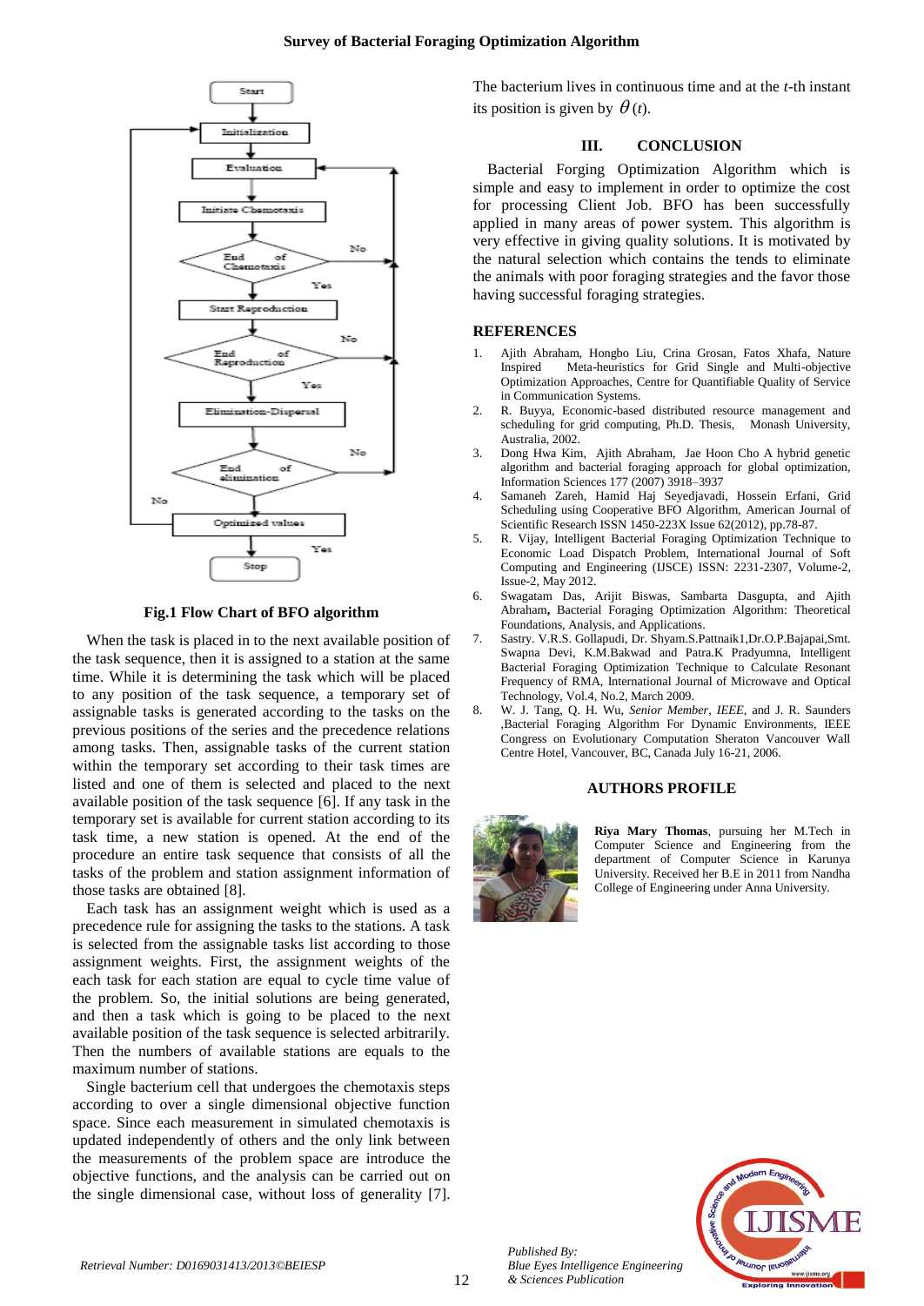Start

Initialization

Evaluation

Initiate Chemotaxis

End of Chemotaxis

No

Yes

Start Reproduction

End of Reproduction

No

Yes

Elimination-Dispersal

End of elimination

No

No

Optimized values

Yes

Stop

**Fig.1 Flow Chart of BFO algorithm**

When the task is placed in to the next available position of the task sequence, then it is assigned to a station at the same time. While it is determining the task which will be placed to any position of the task sequence, a temporary set of assignable tasks is generated according to the tasks on the previous positions of the series and the precedence relations among tasks. Then, assignable tasks of the current station within the temporary set according to their task times are listed and one of them is selected and placed to the next available position of the task sequence [6]. If any task in the temporary set is available for current station according to its task time, a new station is opened. At the end of the procedure an entire task sequence that consists of all the tasks of the problem and station assignment information of those tasks are obtained [8].

Each task has an assignment weight which is used as a precedence rule for assigning the tasks to the stations. A task is selected from the assignable tasks list according to those assignment weights. First, the assignment weights of the each task for each station are equal to cycle time value of the problem. So, the initial solutions are being generated, and then a task which is going to be placed to the next available position of the task sequence is selected arbitrarily. Then the numbers of available stations are equals to the maximum number of stations.

Single bacterium cell that undergoes the chemotaxis steps according to over a single dimensional objective function space. Since each measurement in simulated chemotaxis is updated independently of others and the only link between the measurements of the problem space are introduce the objective functions, and the analysis can be carried out on the single dimensional case, without loss of generality [7].

The bacterium lives in continuous time and at the *t*-th instant its position is given by $\theta(t)$.

## III. CONCLUSION

Bacterial Forging Optimization Algorithm which is simple and easy to implement in order to optimize the cost for processing Client Job. BFO has been successfully applied in many areas of power system. This algorithm is very effective in giving quality solutions. It is motivated by the natural selection which contains the tends to eliminate the animals with poor foraging strategies and the favor those having successful foraging strategies.

## REFERENCES

1. Ajith Abraham, Hongbo Liu, Crina Grosan, Fatos Xhafa, Nature Inspired Meta-heuristics for Grid Single and Multi-objective Optimization Approaches, Centre for Quantifiable Quality of Service in Communication Systems.
2. R. Buyya, Economic-based distributed resource management and scheduling for grid computing, Ph.D. Thesis, Monash University, Australia, 2002.
3. Dong Hwa Kim, Ajith Abraham, Jae Hoon Cho A hybrid genetic algorithm and bacterial foraging approach for global optimization, Information Sciences 177 (2007) 3918–3937
4. Samaneh Zareh, Hamid Haj Seyedjavadi, Hossein Erfani, Grid Scheduling using Cooperative BFO Algorithm, American Journal of Scientific Research ISSN 1450-223X Issue 62(2012), pp.78-87.
5. R. Vijay, Intelligent Bacterial Foraging Optimization Technique to Economic Load Dispatch Problem, International Journal of Soft Computing and Engineering (IJSCE) ISSN: 2231-2307, Volume-2, Issue-2, May 2012.
6. Swagatam Das, Arijit Biswas, Sambarta Dasgupta, and Ajith Abraham**,** Bacterial Foraging Optimization Algorithm: Theoretical Foundations, Analysis, and Applications.
7. Sastry. V.R.S. Gollapudi, Dr. Shyam.S.Pattnaik1,Dr.O.P.Bajapai,Smt. Swapna Devi, K.M.Bakwad and Patra.K Pradyumna, Intelligent Bacterial Foraging Optimization Technique to Calculate Resonant Frequency of RMA, International Journal of Microwave and Optical Technology, Vol.4, No.2, March 2009.
8. W. J. Tang, Q. H. Wu, *Senior Member, IEEE*, and J. R. Saunders ,Bacterial Foraging Algorithm For Dynamic Environments, IEEE Congress on Evolutionary Computation Sheraton Vancouver Wall Centre Hotel, Vancouver, BC, Canada July 16-21, 2006.

## AUTHORS PROFILE

**Riya Mary Thomas**, pursuing her M.Tech in Computer Science and Engineering from the department of Computer Science in Karunya University. Received her B.E in 2011 from Nandha College of Engineering under Anna University.